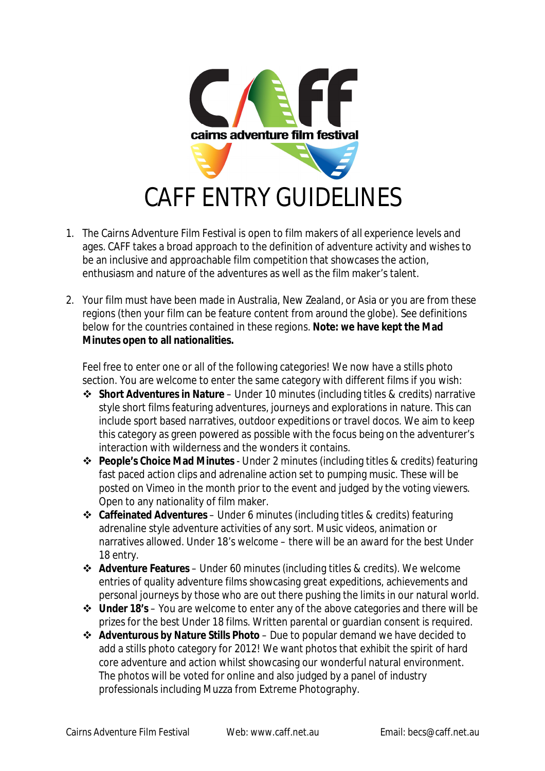cairns adventure film festival

# CAFF ENTRY GUIDELINES

1. The Cairns Adventure Film Festival is open to film makers of all experience levels and ages. CAFF takes a broad approach to the definition of adventure activity and wishes to be an inclusive and approachable film competition that showcases the action, enthusiasm and nature of the adventures as well as the film maker's talent.

2. Your film must have been made in Australia, New Zealand, or Asia or you are from these regions (then your film can be feature content from around the globe). See definitions below for the countries contained in these regions. **Note: we have kept the Mad Minutes open to all nationalities.**

   Feel free to enter one or all of the following categories! We now have a stills photo section. You are welcome to enter the same category with different films if you wish:

   - **Short Adventures in Nature** – Under 10 minutes (including titles & credits) narrative style short films featuring adventures, journeys and explorations in nature. This can include sport based narratives, outdoor expeditions or travel docos. We aim to keep this category as green powered as possible with the focus being on the adventurer's interaction with wilderness and the wonders it contains.
   - **People's Choice Mad Minutes** - Under 2 minutes (including titles & credits) featuring fast paced action clips and adrenaline action set to pumping music. These will be posted on Vimeo in the month prior to the event and judged by the voting viewers. Open to any nationality of film maker.
   - **Caffeinated Adventures** – Under 6 minutes (including titles & credits) featuring adrenaline style adventure activities of any sort. Music videos, animation or narratives allowed. Under 18's welcome – there will be an award for the best Under 18 entry.
   - **Adventure Features** – Under 60 minutes (including titles & credits). We welcome entries of quality adventure films showcasing great expeditions, achievements and personal journeys by those who are out there pushing the limits in our natural world.
   - **Under 18's** – You are welcome to enter any of the above categories and there will be prizes for the best Under 18 films. Written parental or guardian consent is required.
   - **Adventurous by Nature Stills Photo** – Due to popular demand we have decided to add a stills photo category for 2012! We want photos that exhibit the spirit of hard core adventure and action whilst showcasing our wonderful natural environment. The photos will be voted for online and also judged by a panel of industry professionals including Muzza from Extreme Photography.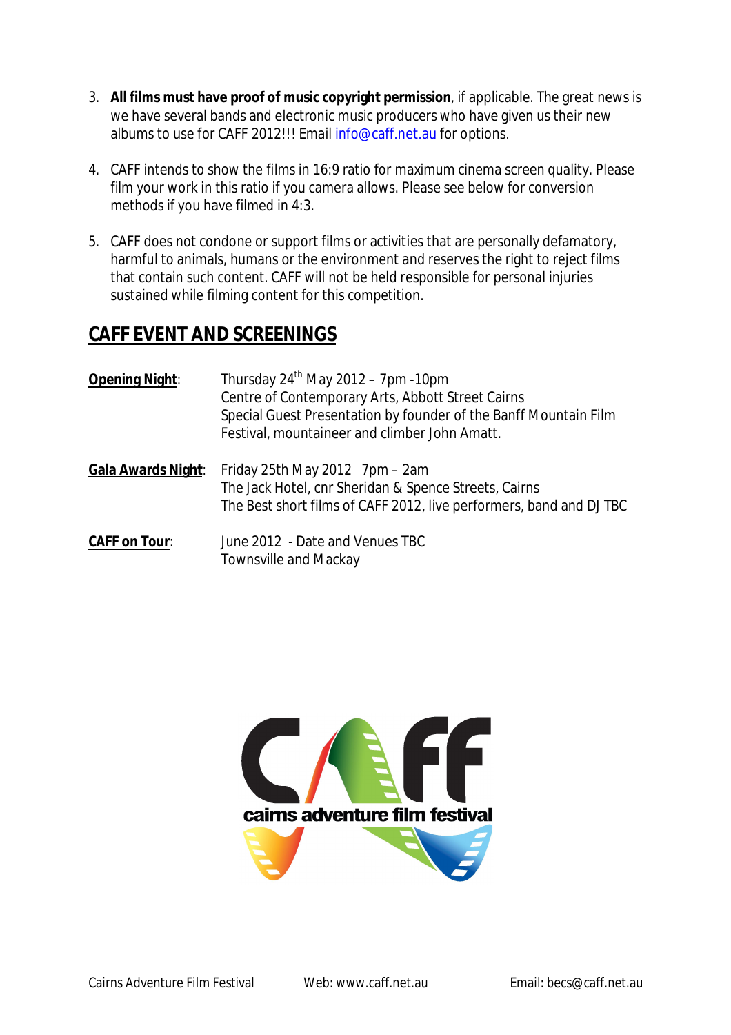3. **All films must have proof of music copyright permission**, if applicable. The great news is we have several bands and electronic music producers who have given us their new albums to use for CAFF 2012!!! Email info@caff.net.au for options.

4. CAFF intends to show the films in 16:9 ratio for maximum cinema screen quality. Please film your work in this ratio if you camera allows. Please see below for conversion methods if you have filmed in 4:3.

5. CAFF does not condone or support films or activities that are personally defamatory, harmful to animals, humans or the environment and reserves the right to reject films that contain such content. CAFF will not be held responsible for personal injuries sustained while filming content for this competition.

## CAFF EVENT AND SCREENINGS

**Opening Night**: Thursday 24th May 2012 – 7pm -10pm
Centre of Contemporary Arts, Abbott Street Cairns
Special Guest Presentation by founder of the Banff Mountain Film Festival, mountaineer and climber John Amatt.

**Gala Awards Night**: Friday 25th May 2012 7pm – 2am
The Jack Hotel, cnr Sheridan & Spence Streets, Cairns
The Best short films of CAFF 2012, live performers, band and DJ TBC

**CAFF on Tour**: June 2012 - Date and Venues TBC
Townsville and Mackay

CAFF cairns adventure film festival

Cairns Adventure Film Festival Web: www.caff.net.au Email: becs@caff.net.au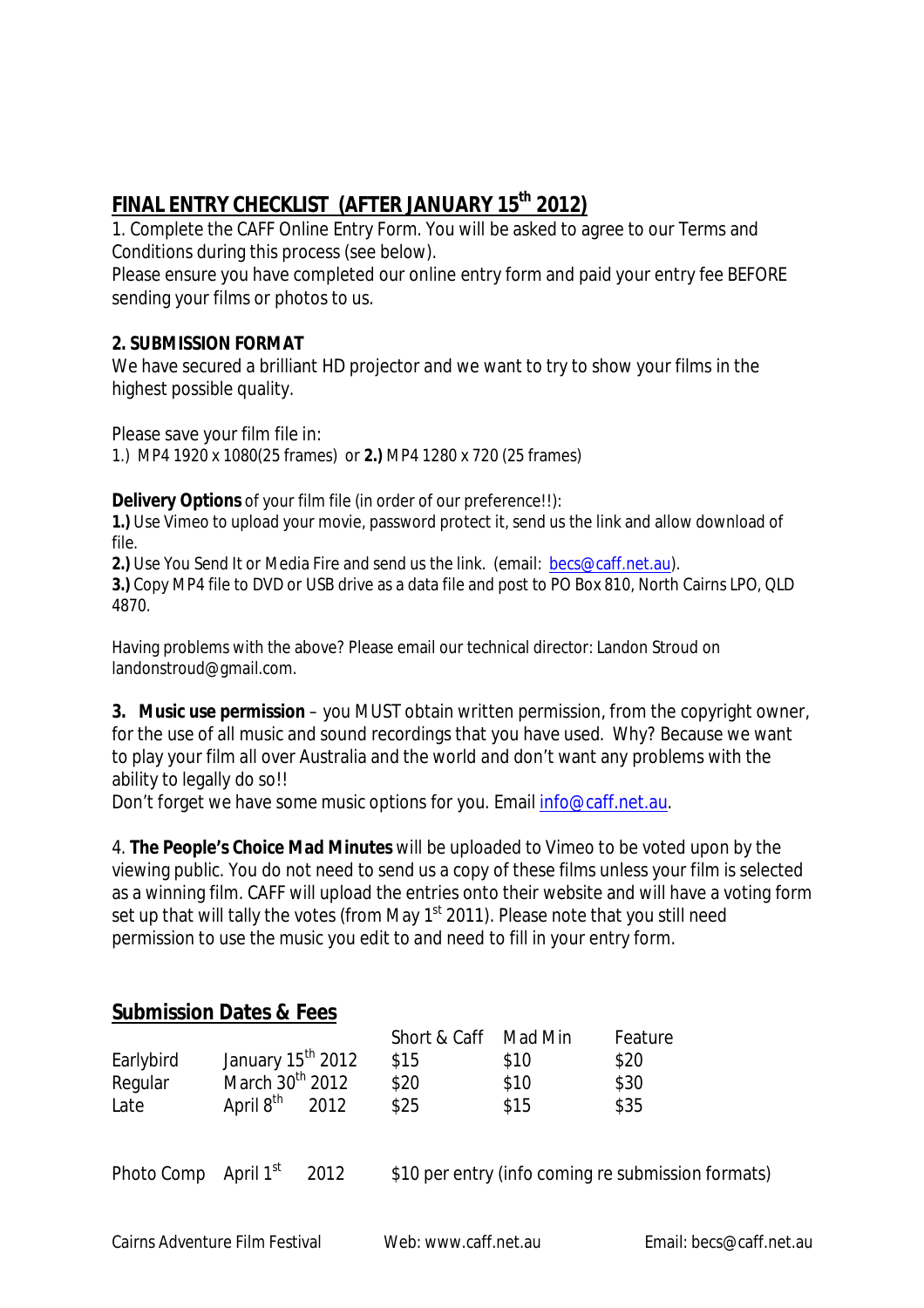## FINAL ENTRY CHECKLIST (AFTER JANUARY 15th 2012)

1. Complete the CAFF Online Entry Form. You will be asked to agree to our Terms and Conditions during this process (see below).
Please ensure you have completed our online entry form and paid your entry fee BEFORE sending your films or photos to us.

**2. SUBMISSION FORMAT**
We have secured a brilliant HD projector and we want to try to show your films in the highest possible quality.

Please save your film file in:
1.) MP4 1920 x 1080(25 frames) or **2.)** MP4 1280 x 720 (25 frames)

**Delivery Options** of your film file (in order of our preference!!):
**1.)** Use Vimeo to upload your movie, password protect it, send us the link and allow download of file.
**2.)** Use You Send It or Media Fire and send us the link. (email: becs@caff.net.au).
**3.)** Copy MP4 file to DVD or USB drive as a data file and post to PO Box 810, North Cairns LPO, QLD 4870.

Having problems with the above? Please email our technical director: Landon Stroud on landonstroud@gmail.com.

**3. Music use permission** – you MUST obtain written permission, from the copyright owner, for the use of all music and sound recordings that you have used. Why? Because we want to play your film all over Australia and the world and don't want any problems with the ability to legally do so!!
Don't forget we have some music options for you. Email info@caff.net.au.

4. **The People's Choice Mad Minutes** will be uploaded to Vimeo to be voted upon by the viewing public. You do not need to send us a copy of these films unless your film is selected as a winning film. CAFF will upload the entries onto their website and will have a voting form set up that will tally the votes (from May 1st 2011). Please note that you still need permission to use the music you edit to and need to fill in your entry form.

## Submission Dates & Fees

| | | Short & Caff | Mad Min | Feature |
|---|---|---|---|---|
| Earlybird | January 15th 2012 | $15 | $10 | $20 |
| Regular | March 30th 2012 | $20 | $10 | $30 |
| Late | April 8th 2012 | $25 | $15 | $35 |

Photo Comp April 1st 2012 $10 per entry (info coming re submission formats)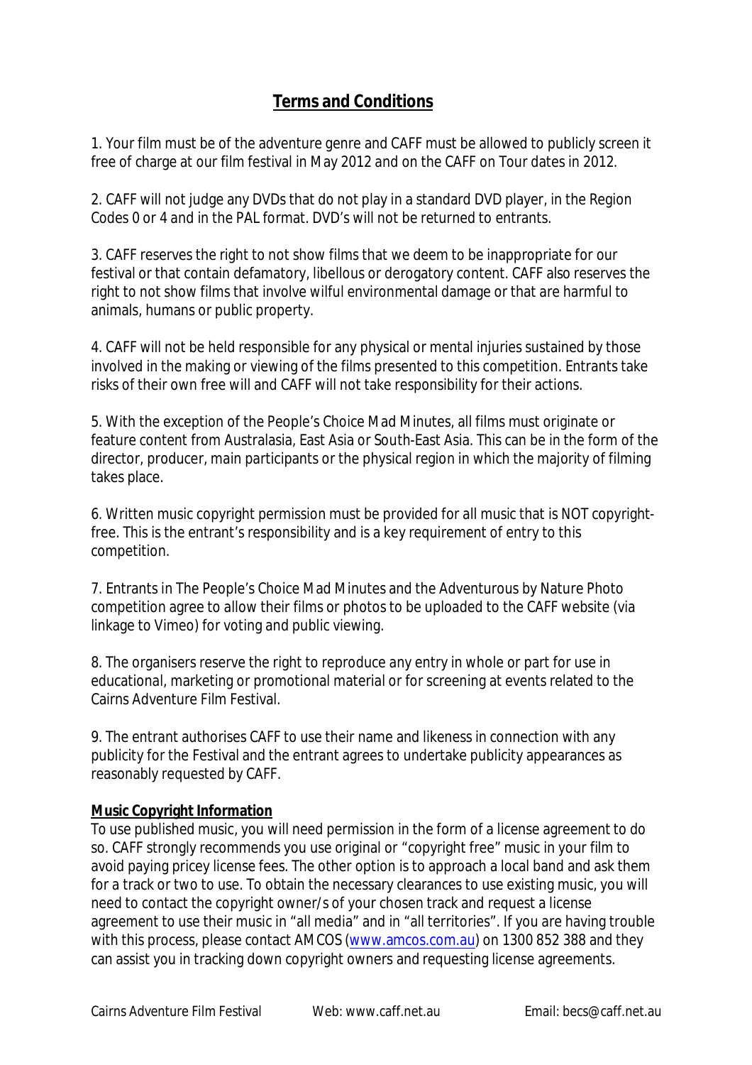## Terms and Conditions

1. Your film must be of the adventure genre and CAFF must be allowed to publicly screen it free of charge at our film festival in May 2012 and on the CAFF on Tour dates in 2012.

2. CAFF will not judge any DVDs that do not play in a standard DVD player, in the Region Codes 0 or 4 and in the PAL format. DVD's will not be returned to entrants.

3. CAFF reserves the right to not show films that we deem to be inappropriate for our festival or that contain defamatory, libellous or derogatory content. CAFF also reserves the right to not show films that involve wilful environmental damage or that are harmful to animals, humans or public property.

4. CAFF will not be held responsible for any physical or mental injuries sustained by those involved in the making or viewing of the films presented to this competition. Entrants take risks of their own free will and CAFF will not take responsibility for their actions.

5. With the exception of the People's Choice Mad Minutes, all films must originate or feature content from Australasia, East Asia or South-East Asia. This can be in the form of the director, producer, main participants or the physical region in which the majority of filming takes place.

6. Written music copyright permission must be provided for all music that is NOT copyright-free. This is the entrant's responsibility and is a key requirement of entry to this competition.

7. Entrants in The People's Choice Mad Minutes and the Adventurous by Nature Photo competition agree to allow their films or photos to be uploaded to the CAFF website (via linkage to Vimeo) for voting and public viewing.

8. The organisers reserve the right to reproduce any entry in whole or part for use in educational, marketing or promotional material or for screening at events related to the Cairns Adventure Film Festival.

9. The entrant authorises CAFF to use their name and likeness in connection with any publicity for the Festival and the entrant agrees to undertake publicity appearances as reasonably requested by CAFF.

**Music Copyright Information**

To use published music, you will need permission in the form of a license agreement to do so. CAFF strongly recommends you use original or "copyright free" music in your film to avoid paying pricey license fees. The other option is to approach a local band and ask them for a track or two to use. To obtain the necessary clearances to use existing music, you will need to contact the copyright owner/s of your chosen track and request a license agreement to use their music in "all media" and in "all territories". If you are having trouble with this process, please contact AMCOS (www.amcos.com.au) on 1300 852 388 and they can assist you in tracking down copyright owners and requesting license agreements.

Cairns Adventure Film Festival Web: www.caff.net.au Email: becs@caff.net.au